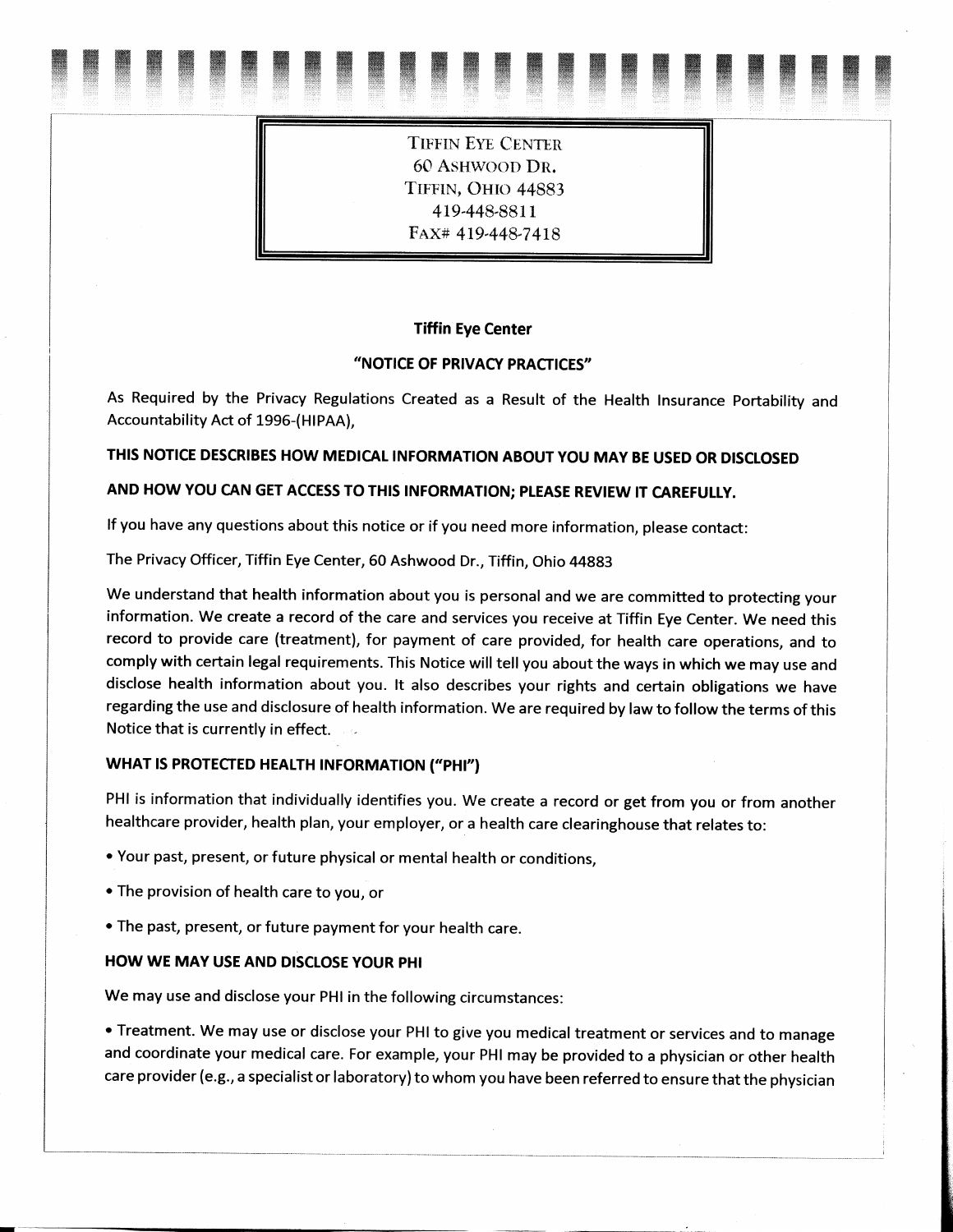TIFFIN EYE CENTER
60 ASHWOOD DR.
TIFFIN, OHIO 44883
419-448-8811
FAX# 419-448-7418

**Tiffin Eye Center**

**"NOTICE OF PRIVACY PRACTICES"**

As Required by the Privacy Regulations Created as a Result of the Health Insurance Portability and Accountability Act of 1996-(HIPAA),

**THIS NOTICE DESCRIBES HOW MEDICAL INFORMATION ABOUT YOU MAY BE USED OR DISCLOSED AND HOW YOU CAN GET ACCESS TO THIS INFORMATION; PLEASE REVIEW IT CAREFULLY.**

If you have any questions about this notice or if you need more information, please contact:

The Privacy Officer, Tiffin Eye Center, 60 Ashwood Dr., Tiffin, Ohio 44883

We understand that health information about you is personal and we are committed to protecting your information. We create a record of the care and services you receive at Tiffin Eye Center. We need this record to provide care (treatment), for payment of care provided, for health care operations, and to comply with certain legal requirements. This Notice will tell you about the ways in which we may use and disclose health information about you. It also describes your rights and certain obligations we have regarding the use and disclosure of health information. We are required by law to follow the terms of this Notice that is currently in effect.

**WHAT IS PROTECTED HEALTH INFORMATION ("PHI")**

PHI is information that individually identifies you. We create a record or get from you or from another healthcare provider, health plan, your employer, or a health care clearinghouse that relates to:

- Your past, present, or future physical or mental health or conditions,
- The provision of health care to you, or
- The past, present, or future payment for your health care.

**HOW WE MAY USE AND DISCLOSE YOUR PHI**

We may use and disclose your PHI in the following circumstances:

- Treatment. We may use or disclose your PHI to give you medical treatment or services and to manage and coordinate your medical care. For example, your PHI may be provided to a physician or other health care provider (e.g., a specialist or laboratory) to whom you have been referred to ensure that the physician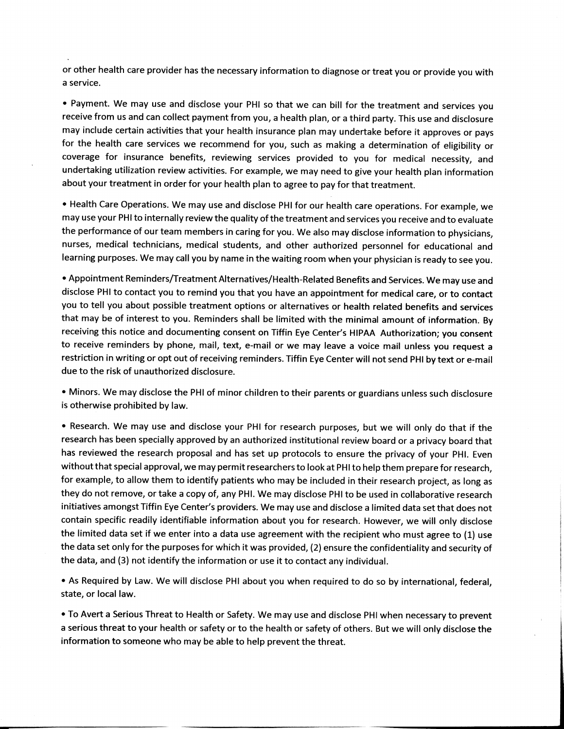or other health care provider has the necessary information to diagnose or treat you or provide you with a service.

• Payment. We may use and disclose your PHI so that we can bill for the treatment and services you receive from us and can collect payment from you, a health plan, or a third party. This use and disclosure may include certain activities that your health insurance plan may undertake before it approves or pays for the health care services we recommend for you, such as making a determination of eligibility or coverage for insurance benefits, reviewing services provided to you for medical necessity, and undertaking utilization review activities. For example, we may need to give your health plan information about your treatment in order for your health plan to agree to pay for that treatment.

• Health Care Operations. We may use and disclose PHI for our health care operations. For example, we may use your PHI to internally review the quality of the treatment and services you receive and to evaluate the performance of our team members in caring for you. We also may disclose information to physicians, nurses, medical technicians, medical students, and other authorized personnel for educational and learning purposes. We may call you by name in the waiting room when your physician is ready to see you.

• Appointment Reminders/Treatment Alternatives/Health-Related Benefits and Services. We may use and disclose PHI to contact you to remind you that you have an appointment for medical care, or to contact you to tell you about possible treatment options or alternatives or health related benefits and services that may be of interest to you. Reminders shall be limited with the minimal amount of information. By receiving this notice and documenting consent on Tiffin Eye Center's HIPAA Authorization; you consent to receive reminders by phone, mail, text, e-mail or we may leave a voice mail unless you request a restriction in writing or opt out of receiving reminders. Tiffin Eye Center will not send PHI by text or e-mail due to the risk of unauthorized disclosure.

• Minors. We may disclose the PHI of minor children to their parents or guardians unless such disclosure is otherwise prohibited by law.

• Research. We may use and disclose your PHI for research purposes, but we will only do that if the research has been specially approved by an authorized institutional review board or a privacy board that has reviewed the research proposal and has set up protocols to ensure the privacy of your PHI. Even without that special approval, we may permit researchers to look at PHI to help them prepare for research, for example, to allow them to identify patients who may be included in their research project, as long as they do not remove, or take a copy of, any PHI. We may disclose PHI to be used in collaborative research initiatives amongst Tiffin Eye Center's providers. We may use and disclose a limited data set that does not contain specific readily identifiable information about you for research. However, we will only disclose the limited data set if we enter into a data use agreement with the recipient who must agree to (1) use the data set only for the purposes for which it was provided, (2) ensure the confidentiality and security of the data, and (3) not identify the information or use it to contact any individual.

• As Required by Law. We will disclose PHI about you when required to do so by international, federal, state, or local law.

• To Avert a Serious Threat to Health or Safety. We may use and disclose PHI when necessary to prevent a serious threat to your health or safety or to the health or safety of others. But we will only disclose the information to someone who may be able to help prevent the threat.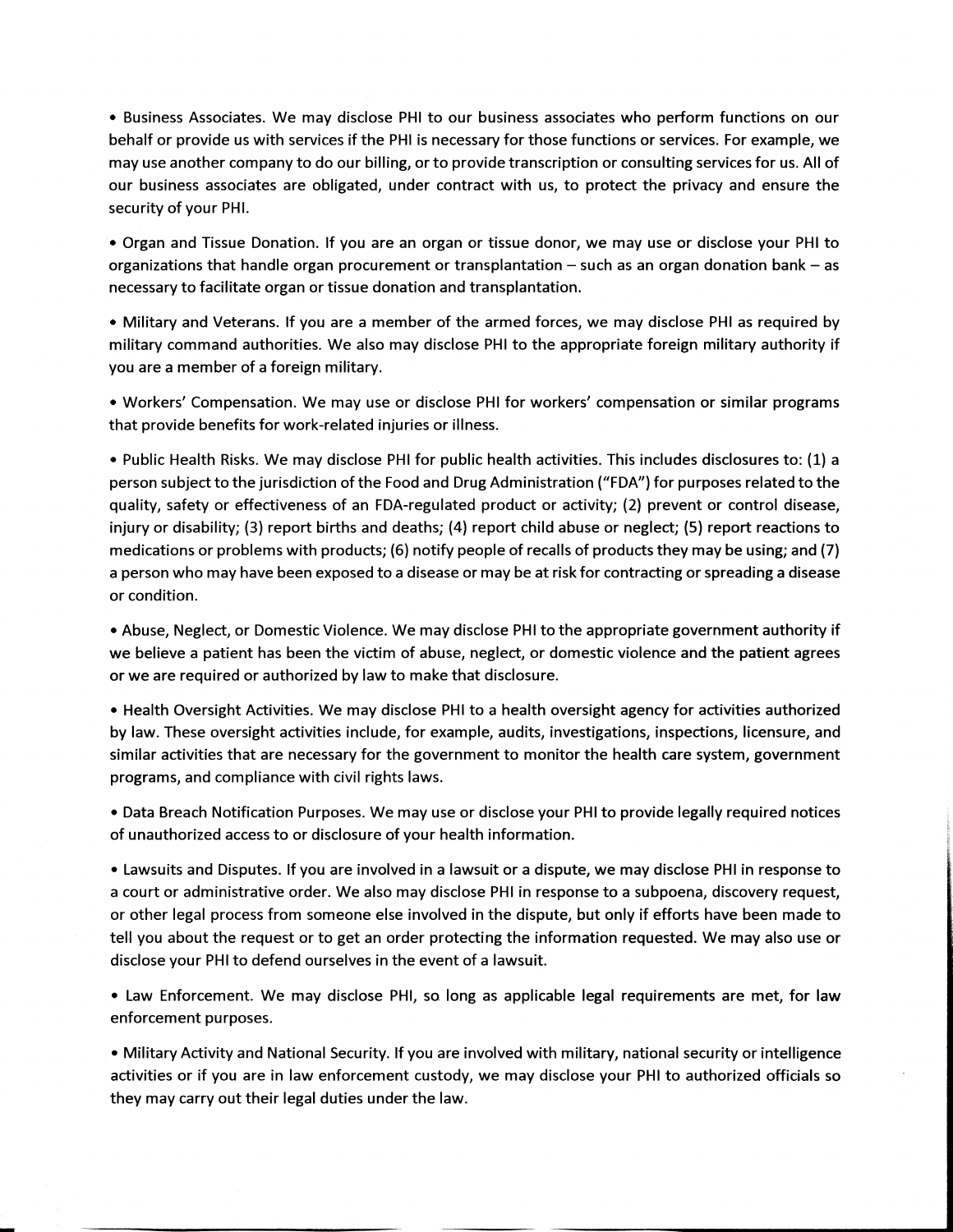- Business Associates. We may disclose PHI to our business associates who perform functions on our behalf or provide us with services if the PHI is necessary for those functions or services. For example, we may use another company to do our billing, or to provide transcription or consulting services for us. All of our business associates are obligated, under contract with us, to protect the privacy and ensure the security of your PHI.

- Organ and Tissue Donation. If you are an organ or tissue donor, we may use or disclose your PHI to organizations that handle organ procurement or transplantation – such as an organ donation bank – as necessary to facilitate organ or tissue donation and transplantation.

- Military and Veterans. If you are a member of the armed forces, we may disclose PHI as required by military command authorities. We also may disclose PHI to the appropriate foreign military authority if you are a member of a foreign military.

- Workers' Compensation. We may use or disclose PHI for workers' compensation or similar programs that provide benefits for work-related injuries or illness.

- Public Health Risks. We may disclose PHI for public health activities. This includes disclosures to: (1) a person subject to the jurisdiction of the Food and Drug Administration ("FDA") for purposes related to the quality, safety or effectiveness of an FDA-regulated product or activity; (2) prevent or control disease, injury or disability; (3) report births and deaths; (4) report child abuse or neglect; (5) report reactions to medications or problems with products; (6) notify people of recalls of products they may be using; and (7) a person who may have been exposed to a disease or may be at risk for contracting or spreading a disease or condition.

- Abuse, Neglect, or Domestic Violence. We may disclose PHI to the appropriate government authority if we believe a patient has been the victim of abuse, neglect, or domestic violence and the patient agrees or we are required or authorized by law to make that disclosure.

- Health Oversight Activities. We may disclose PHI to a health oversight agency for activities authorized by law. These oversight activities include, for example, audits, investigations, inspections, licensure, and similar activities that are necessary for the government to monitor the health care system, government programs, and compliance with civil rights laws.

- Data Breach Notification Purposes. We may use or disclose your PHI to provide legally required notices of unauthorized access to or disclosure of your health information.

- Lawsuits and Disputes. If you are involved in a lawsuit or a dispute, we may disclose PHI in response to a court or administrative order. We also may disclose PHI in response to a subpoena, discovery request, or other legal process from someone else involved in the dispute, but only if efforts have been made to tell you about the request or to get an order protecting the information requested. We may also use or disclose your PHI to defend ourselves in the event of a lawsuit.

- Law Enforcement. We may disclose PHI, so long as applicable legal requirements are met, for law enforcement purposes.

- Military Activity and National Security. If you are involved with military, national security or intelligence activities or if you are in law enforcement custody, we may disclose your PHI to authorized officials so they may carry out their legal duties under the law.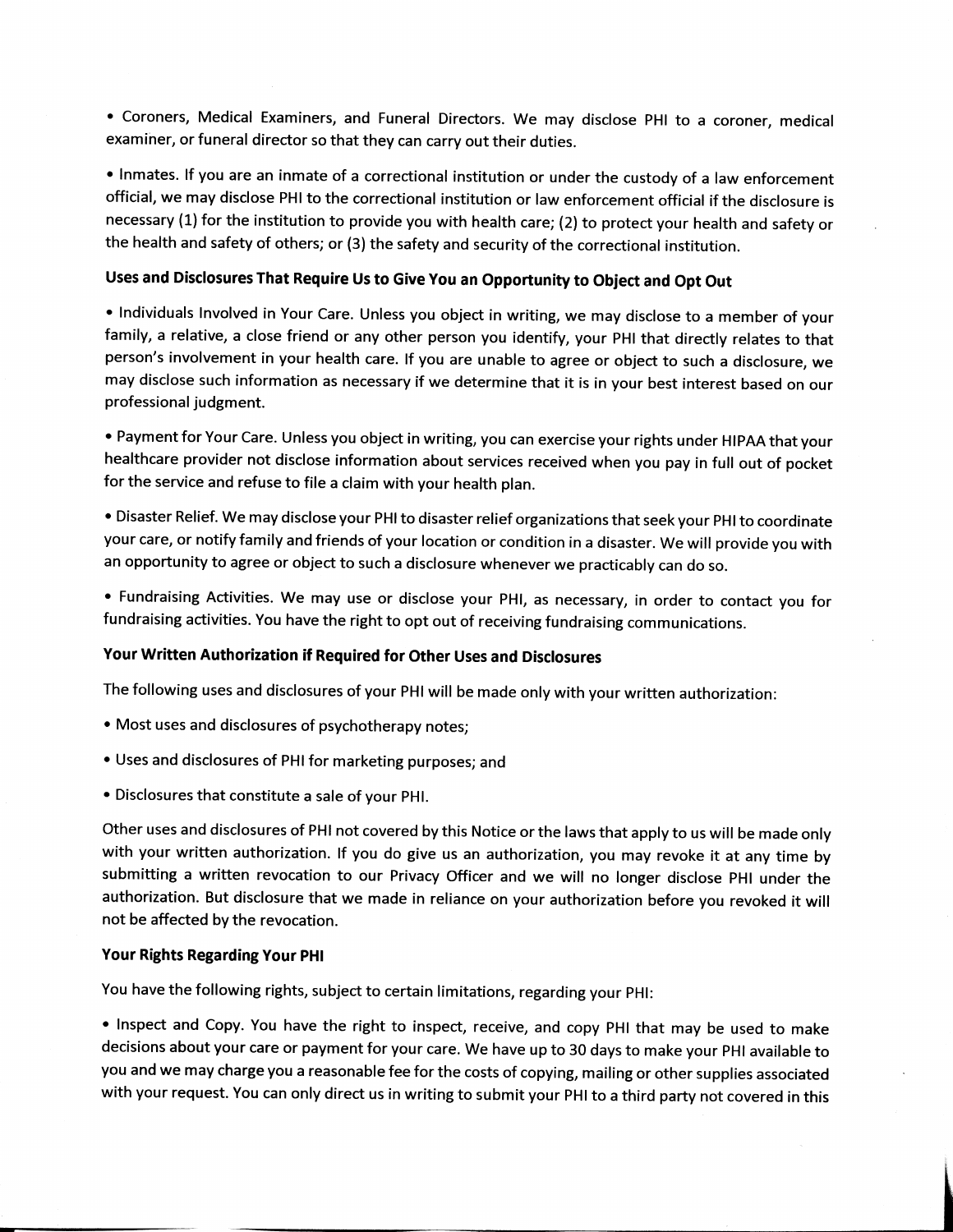• Coroners, Medical Examiners, and Funeral Directors. We may disclose PHI to a coroner, medical examiner, or funeral director so that they can carry out their duties.

• Inmates. If you are an inmate of a correctional institution or under the custody of a law enforcement official, we may disclose PHI to the correctional institution or law enforcement official if the disclosure is necessary (1) for the institution to provide you with health care; (2) to protect your health and safety or the health and safety of others; or (3) the safety and security of the correctional institution.

**Uses and Disclosures That Require Us to Give You an Opportunity to Object and Opt Out**

• Individuals Involved in Your Care. Unless you object in writing, we may disclose to a member of your family, a relative, a close friend or any other person you identify, your PHI that directly relates to that person's involvement in your health care. If you are unable to agree or object to such a disclosure, we may disclose such information as necessary if we determine that it is in your best interest based on our professional judgment.

• Payment for Your Care. Unless you object in writing, you can exercise your rights under HIPAA that your healthcare provider not disclose information about services received when you pay in full out of pocket for the service and refuse to file a claim with your health plan.

• Disaster Relief. We may disclose your PHI to disaster relief organizations that seek your PHI to coordinate your care, or notify family and friends of your location or condition in a disaster. We will provide you with an opportunity to agree or object to such a disclosure whenever we practicably can do so.

• Fundraising Activities. We may use or disclose your PHI, as necessary, in order to contact you for fundraising activities. You have the right to opt out of receiving fundraising communications.

**Your Written Authorization if Required for Other Uses and Disclosures**

The following uses and disclosures of your PHI will be made only with your written authorization:

• Most uses and disclosures of psychotherapy notes;

• Uses and disclosures of PHI for marketing purposes; and

• Disclosures that constitute a sale of your PHI.

Other uses and disclosures of PHI not covered by this Notice or the laws that apply to us will be made only with your written authorization. If you do give us an authorization, you may revoke it at any time by submitting a written revocation to our Privacy Officer and we will no longer disclose PHI under the authorization. But disclosure that we made in reliance on your authorization before you revoked it will not be affected by the revocation.

**Your Rights Regarding Your PHI**

You have the following rights, subject to certain limitations, regarding your PHI:

• Inspect and Copy. You have the right to inspect, receive, and copy PHI that may be used to make decisions about your care or payment for your care. We have up to 30 days to make your PHI available to you and we may charge you a reasonable fee for the costs of copying, mailing or other supplies associated with your request. You can only direct us in writing to submit your PHI to a third party not covered in this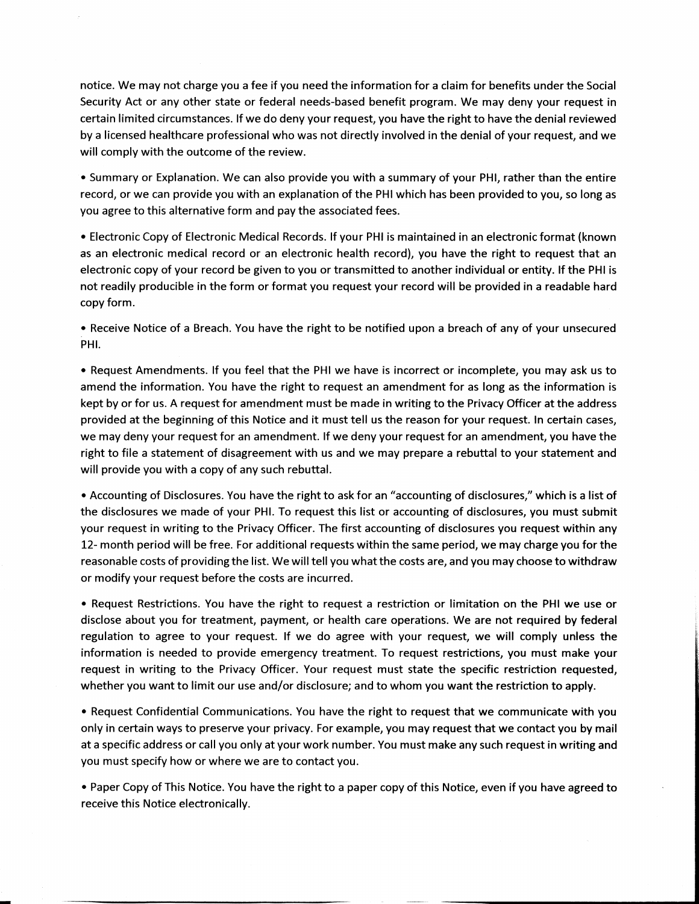notice. We may not charge you a fee if you need the information for a claim for benefits under the Social Security Act or any other state or federal needs-based benefit program. We may deny your request in certain limited circumstances. If we do deny your request, you have the right to have the denial reviewed by a licensed healthcare professional who was not directly involved in the denial of your request, and we will comply with the outcome of the review.

- Summary or Explanation. We can also provide you with a summary of your PHI, rather than the entire record, or we can provide you with an explanation of the PHI which has been provided to you, so long as you agree to this alternative form and pay the associated fees.

- Electronic Copy of Electronic Medical Records. If your PHI is maintained in an electronic format (known as an electronic medical record or an electronic health record), you have the right to request that an electronic copy of your record be given to you or transmitted to another individual or entity. If the PHI is not readily producible in the form or format you request your record will be provided in a readable hard copy form.

- Receive Notice of a Breach. You have the right to be notified upon a breach of any of your unsecured PHI.

- Request Amendments. If you feel that the PHI we have is incorrect or incomplete, you may ask us to amend the information. You have the right to request an amendment for as long as the information is kept by or for us. A request for amendment must be made in writing to the Privacy Officer at the address provided at the beginning of this Notice and it must tell us the reason for your request. In certain cases, we may deny your request for an amendment. If we deny your request for an amendment, you have the right to file a statement of disagreement with us and we may prepare a rebuttal to your statement and will provide you with a copy of any such rebuttal.

- Accounting of Disclosures. You have the right to ask for an "accounting of disclosures," which is a list of the disclosures we made of your PHI. To request this list or accounting of disclosures, you must submit your request in writing to the Privacy Officer. The first accounting of disclosures you request within any 12- month period will be free. For additional requests within the same period, we may charge you for the reasonable costs of providing the list. We will tell you what the costs are, and you may choose to withdraw or modify your request before the costs are incurred.

- Request Restrictions. You have the right to request a restriction or limitation on the PHI we use or disclose about you for treatment, payment, or health care operations. We are not required by federal regulation to agree to your request. If we do agree with your request, we will comply unless the information is needed to provide emergency treatment. To request restrictions, you must make your request in writing to the Privacy Officer. Your request must state the specific restriction requested, whether you want to limit our use and/or disclosure; and to whom you want the restriction to apply.

- Request Confidential Communications. You have the right to request that we communicate with you only in certain ways to preserve your privacy. For example, you may request that we contact you by mail at a specific address or call you only at your work number. You must make any such request in writing and you must specify how or where we are to contact you.

- Paper Copy of This Notice. You have the right to a paper copy of this Notice, even if you have agreed to receive this Notice electronically.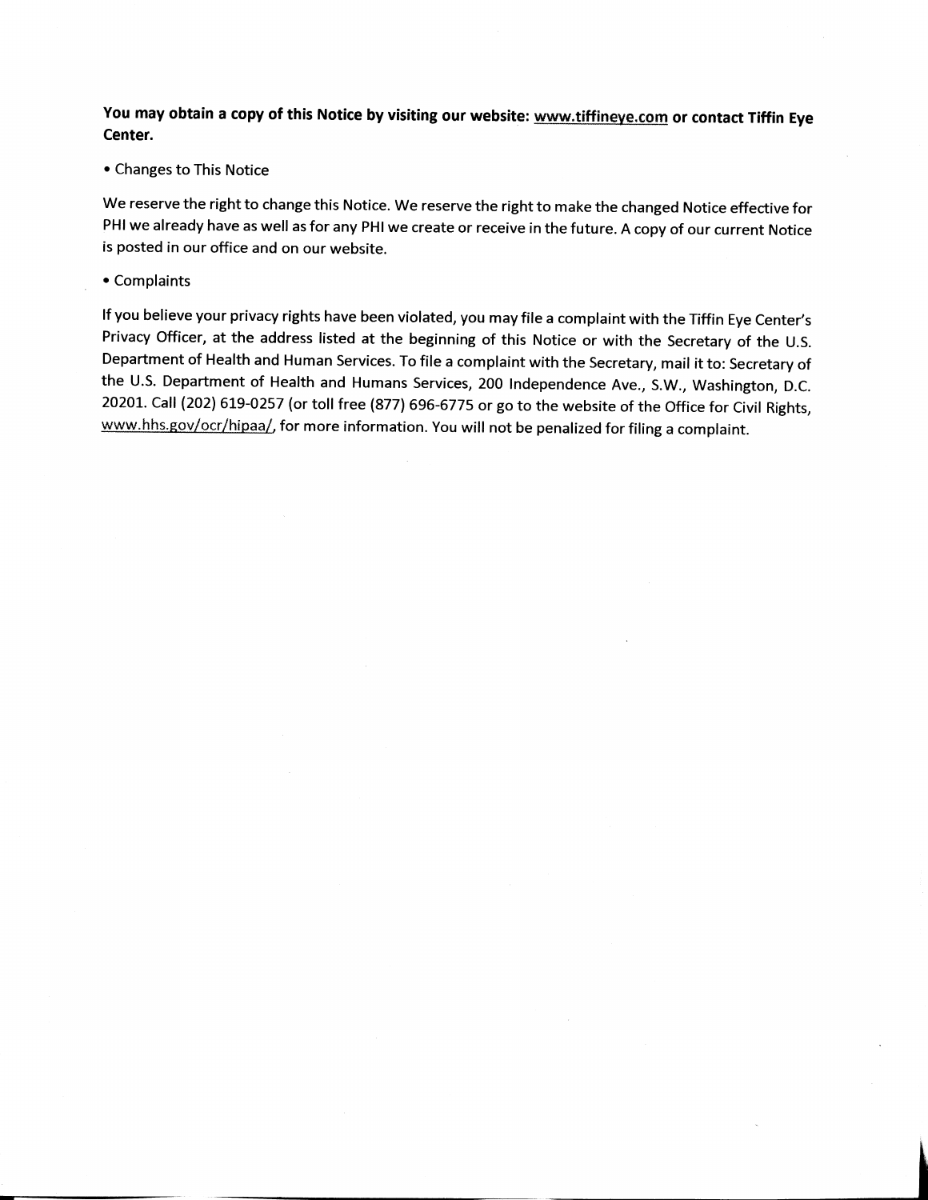**You may obtain a copy of this Notice by visiting our website: www.tiffineye.com or contact Tiffin Eye Center.**

- Changes to This Notice

We reserve the right to change this Notice. We reserve the right to make the changed Notice effective for PHI we already have as well as for any PHI we create or receive in the future. A copy of our current Notice is posted in our office and on our website.

- Complaints

If you believe your privacy rights have been violated, you may file a complaint with the Tiffin Eye Center's Privacy Officer, at the address listed at the beginning of this Notice or with the Secretary of the U.S. Department of Health and Human Services. To file a complaint with the Secretary, mail it to: Secretary of the U.S. Department of Health and Humans Services, 200 Independence Ave., S.W., Washington, D.C. 20201. Call (202) 619-0257 (or toll free (877) 696-6775 or go to the website of the Office for Civil Rights, www.hhs.gov/ocr/hipaa/, for more information. You will not be penalized for filing a complaint.